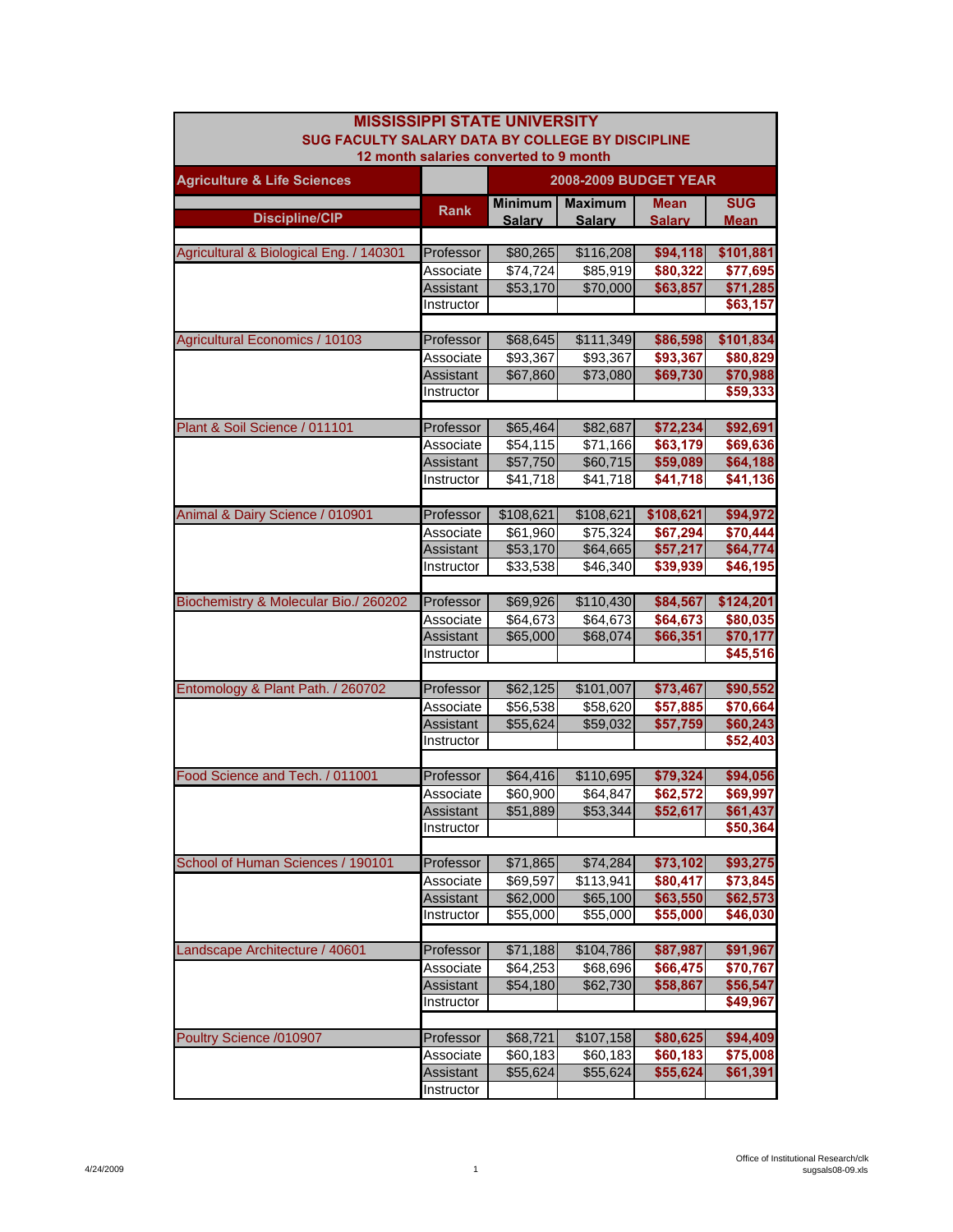# MISSISSIPPI STATE UNIVERSITY
## SUG FACULTY SALARY DATA BY COLLEGE BY DISCIPLINE
### 12 month salaries converted to 9 month

| Agriculture & Life Sciences | | 2008-2009 BUDGET YEAR | | | |
|---|---|---|---|---|---|
| Discipline/CIP | Rank | Minimum Salary | Maximum Salary | Mean Salary | SUG Mean |
| Agricultural & Biological Eng. / 140301 | Professor | $80,265 | $116,208 | **$94,118** | **$101,881** |
| | Associate | $74,724 | $85,919 | **$80,322** | **$77,695** |
| | Assistant | $53,170 | $70,000 | **$63,857** | **$71,285** |
| | Instructor | | | | **$63,157** |
| Agricultural Economics / 10103 | Professor | $68,645 | $111,349 | **$86,598** | **$101,834** |
| | Associate | $93,367 | $93,367 | **$93,367** | **$80,829** |
| | Assistant | $67,860 | $73,080 | **$69,730** | **$70,988** |
| | Instructor | | | | **$59,333** |
| Plant & Soil Science / 011101 | Professor | $65,464 | $82,687 | **$72,234** | **$92,691** |
| | Associate | $54,115 | $71,166 | **$63,179** | **$69,636** |
| | Assistant | $57,750 | $60,715 | **$59,089** | **$64,188** |
| | Instructor | $41,718 | $41,718 | **$41,718** | **$41,136** |
| Animal & Dairy Science / 010901 | Professor | $108,621 | $108,621 | **$108,621** | **$94,972** |
| | Associate | $61,960 | $75,324 | **$67,294** | **$70,444** |
| | Assistant | $53,170 | $64,665 | **$57,217** | **$64,774** |
| | Instructor | $33,538 | $46,340 | **$39,939** | **$46,195** |
| Biochemistry & Molecular Bio./ 260202 | Professor | $69,926 | $110,430 | **$84,567** | **$124,201** |
| | Associate | $64,673 | $64,673 | **$64,673** | **$80,035** |
| | Assistant | $65,000 | $68,074 | **$66,351** | **$70,177** |
| | Instructor | | | | **$45,516** |
| Entomology & Plant Path. / 260702 | Professor | $62,125 | $101,007 | **$73,467** | **$90,552** |
| | Associate | $56,538 | $58,620 | **$57,885** | **$70,664** |
| | Assistant | $55,624 | $59,032 | **$57,759** | **$60,243** |
| | Instructor | | | | **$52,403** |
| Food Science and Tech. / 011001 | Professor | $64,416 | $110,695 | **$79,324** | **$94,056** |
| | Associate | $60,900 | $64,847 | **$62,572** | **$69,997** |
| | Assistant | $51,889 | $53,344 | **$52,617** | **$61,437** |
| | Instructor | | | | **$50,364** |
| School of Human Sciences / 190101 | Professor | $71,865 | $74,284 | **$73,102** | **$93,275** |
| | Associate | $69,597 | $113,941 | **$80,417** | **$73,845** |
| | Assistant | $62,000 | $65,100 | **$63,550** | **$62,573** |
| | Instructor | $55,000 | $55,000 | **$55,000** | **$46,030** |
| Landscape Architecture / 40601 | Professor | $71,188 | $104,786 | **$87,987** | **$91,967** |
| | Associate | $64,253 | $68,696 | **$66,475** | **$70,767** |
| | Assistant | $54,180 | $62,730 | **$58,867** | **$56,547** |
| | Instructor | | | | **$49,967** |
| Poultry Science /010907 | Professor | $68,721 | $107,158 | **$80,625** | **$94,409** |
| | Associate | $60,183 | $60,183 | **$60,183** | **$75,008** |
| | Assistant | $55,624 | $55,624 | **$55,624** | **$61,391** |
| | Instructor | | | | |

4/24/2009

Office of Institutional Research/clk
sugsals08-09.xls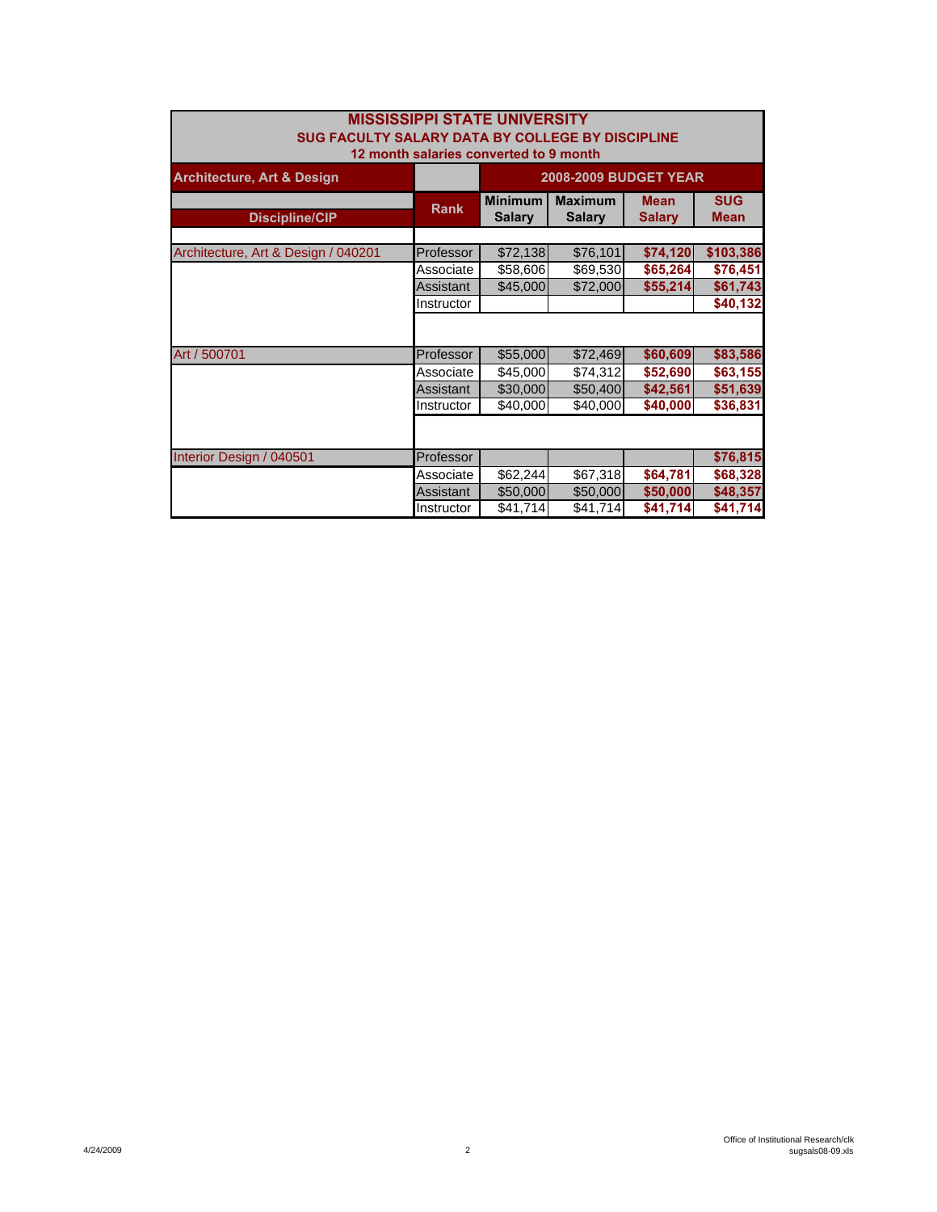# MISSISSIPPI STATE UNIVERSITY

## SUG FACULTY SALARY DATA BY COLLEGE BY DISCIPLINE

### 12 month salaries converted to 9 month

| Architecture, Art & Design | | 2008-2009 BUDGET YEAR | | | |
|---|---|---|---|---|---|
| Discipline/CIP | Rank | Minimum Salary | Maximum Salary | Mean Salary | SUG Mean |
| Architecture, Art & Design / 040201 | Professor | $72,138 | $76,101 | $74,120 | $103,386 |
| | Associate | $58,606 | $69,530 | $65,264 | $76,451 |
| | Assistant | $45,000 | $72,000 | $55,214 | $61,743 |
| | Instructor | | | | $40,132 |
| Art / 500701 | Professor | $55,000 | $72,469 | $60,609 | $83,586 |
| | Associate | $45,000 | $74,312 | $52,690 | $63,155 |
| | Assistant | $30,000 | $50,400 | $42,561 | $51,639 |
| | Instructor | $40,000 | $40,000 | $40,000 | $36,831 |
| Interior Design / 040501 | Professor | | | | $76,815 |
| | Associate | $62,244 | $67,318 | $64,781 | $68,328 |
| | Assistant | $50,000 | $50,000 | $50,000 | $48,357 |
| | Instructor | $41,714 | $41,714 | $41,714 | $41,714 |

4/24/2009

Office of Institutional Research/clk
sugsals08-09.xls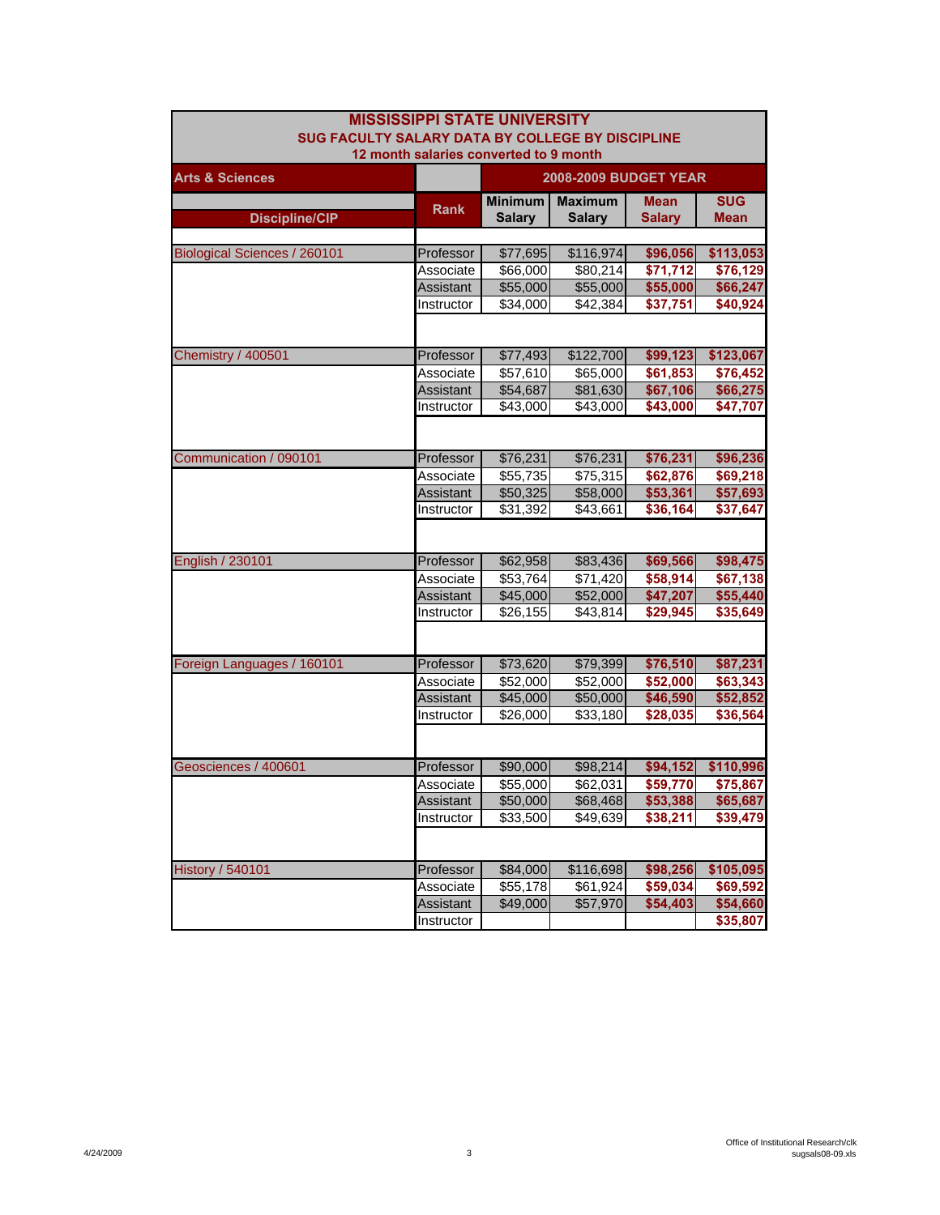# MISSISSIPPI STATE UNIVERSITY

## SUG FACULTY SALARY DATA BY COLLEGE BY DISCIPLINE

### 12 month salaries converted to 9 month

| Arts & Sciences | | 2008-2009 BUDGET YEAR | | | |
|---|---|---|---|---|---|
| Discipline/CIP | Rank | Minimum Salary | Maximum Salary | Mean Salary | SUG Mean |
| Biological Sciences / 260101 | Professor | $77,695 | $116,974 | $96,056 | $113,053 |
| | Associate | $66,000 | $80,214 | $71,712 | $76,129 |
| | Assistant | $55,000 | $55,000 | $55,000 | $66,247 |
| | Instructor | $34,000 | $42,384 | $37,751 | $40,924 |
| Chemistry / 400501 | Professor | $77,493 | $122,700 | $99,123 | $123,067 |
| | Associate | $57,610 | $65,000 | $61,853 | $76,452 |
| | Assistant | $54,687 | $81,630 | $67,106 | $66,275 |
| | Instructor | $43,000 | $43,000 | $43,000 | $47,707 |
| Communication / 090101 | Professor | $76,231 | $76,231 | $76,231 | $96,236 |
| | Associate | $55,735 | $75,315 | $62,876 | $69,218 |
| | Assistant | $50,325 | $58,000 | $53,361 | $57,693 |
| | Instructor | $31,392 | $43,661 | $36,164 | $37,647 |
| English / 230101 | Professor | $62,958 | $83,436 | $69,566 | $98,475 |
| | Associate | $53,764 | $71,420 | $58,914 | $67,138 |
| | Assistant | $45,000 | $52,000 | $47,207 | $55,440 |
| | Instructor | $26,155 | $43,814 | $29,945 | $35,649 |
| Foreign Languages / 160101 | Professor | $73,620 | $79,399 | $76,510 | $87,231 |
| | Associate | $52,000 | $52,000 | $52,000 | $63,343 |
| | Assistant | $45,000 | $50,000 | $46,590 | $52,852 |
| | Instructor | $26,000 | $33,180 | $28,035 | $36,564 |
| Geosciences / 400601 | Professor | $90,000 | $98,214 | $94,152 | $110,996 |
| | Associate | $55,000 | $62,031 | $59,770 | $75,867 |
| | Assistant | $50,000 | $68,468 | $53,388 | $65,687 |
| | Instructor | $33,500 | $49,639 | $38,211 | $39,479 |
| History / 540101 | Professor | $84,000 | $116,698 | $98,256 | $105,095 |
| | Associate | $55,178 | $61,924 | $59,034 | $69,592 |
| | Assistant | $49,000 | $57,970 | $54,403 | $54,660 |
| | Instructor | | | | $35,807 |

4/24/2009

Office of Institutional Research/clk
sugsals08-09.xls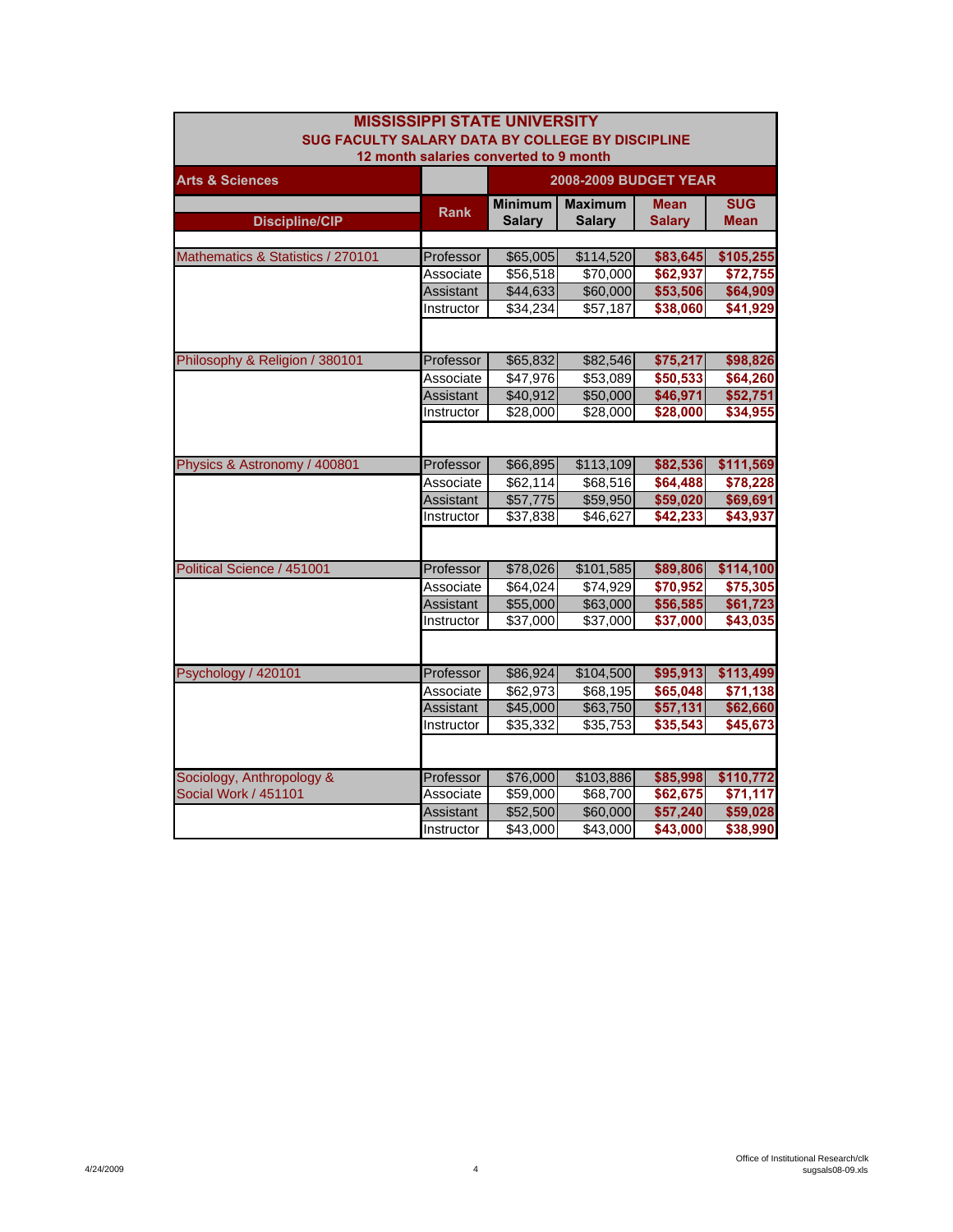# MISSISSIPPI STATE UNIVERSITY

## SUG FACULTY SALARY DATA BY COLLEGE BY DISCIPLINE

### 12 month salaries converted to 9 month

| Arts & Sciences | | 2008-2009 BUDGET YEAR | | | |
|---|---|---|---|---|---|
| Discipline/CIP | Rank | Minimum Salary | Maximum Salary | Mean Salary | SUG Mean |
| Mathematics & Statistics / 270101 | Professor | $65,005 | $114,520 | **$83,645** | **$105,255** |
| | Associate | $56,518 | $70,000 | **$62,937** | **$72,755** |
| | Assistant | $44,633 | $60,000 | **$53,506** | **$64,909** |
| | Instructor | $34,234 | $57,187 | **$38,060** | **$41,929** |
| Philosophy & Religion / 380101 | Professor | $65,832 | $82,546 | **$75,217** | **$98,826** |
| | Associate | $47,976 | $53,089 | **$50,533** | **$64,260** |
| | Assistant | $40,912 | $50,000 | **$46,971** | **$52,751** |
| | Instructor | $28,000 | $28,000 | **$28,000** | **$34,955** |
| Physics & Astronomy / 400801 | Professor | $66,895 | $113,109 | **$82,536** | **$111,569** |
| | Associate | $62,114 | $68,516 | **$64,488** | **$78,228** |
| | Assistant | $57,775 | $59,950 | **$59,020** | **$69,691** |
| | Instructor | $37,838 | $46,627 | **$42,233** | **$43,937** |
| Political Science / 451001 | Professor | $78,026 | $101,585 | **$89,806** | **$114,100** |
| | Associate | $64,024 | $74,929 | **$70,952** | **$75,305** |
| | Assistant | $55,000 | $63,000 | **$56,585** | **$61,723** |
| | Instructor | $37,000 | $37,000 | **$37,000** | **$43,035** |
| Psychology / 420101 | Professor | $86,924 | $104,500 | **$95,913** | **$113,499** |
| | Associate | $62,973 | $68,195 | **$65,048** | **$71,138** |
| | Assistant | $45,000 | $63,750 | **$57,131** | **$62,660** |
| | Instructor | $35,332 | $35,753 | **$35,543** | **$45,673** |
| Sociology, Anthropology & Social Work / 451101 | Professor | $76,000 | $103,886 | **$85,998** | **$110,772** |
| | Associate | $59,000 | $68,700 | **$62,675** | **$71,117** |
| | Assistant | $52,500 | $60,000 | **$57,240** | **$59,028** |
| | Instructor | $43,000 | $43,000 | **$43,000** | **$38,990** |

4/24/2009

Office of Institutional Research/clk
sugsals08-09.xls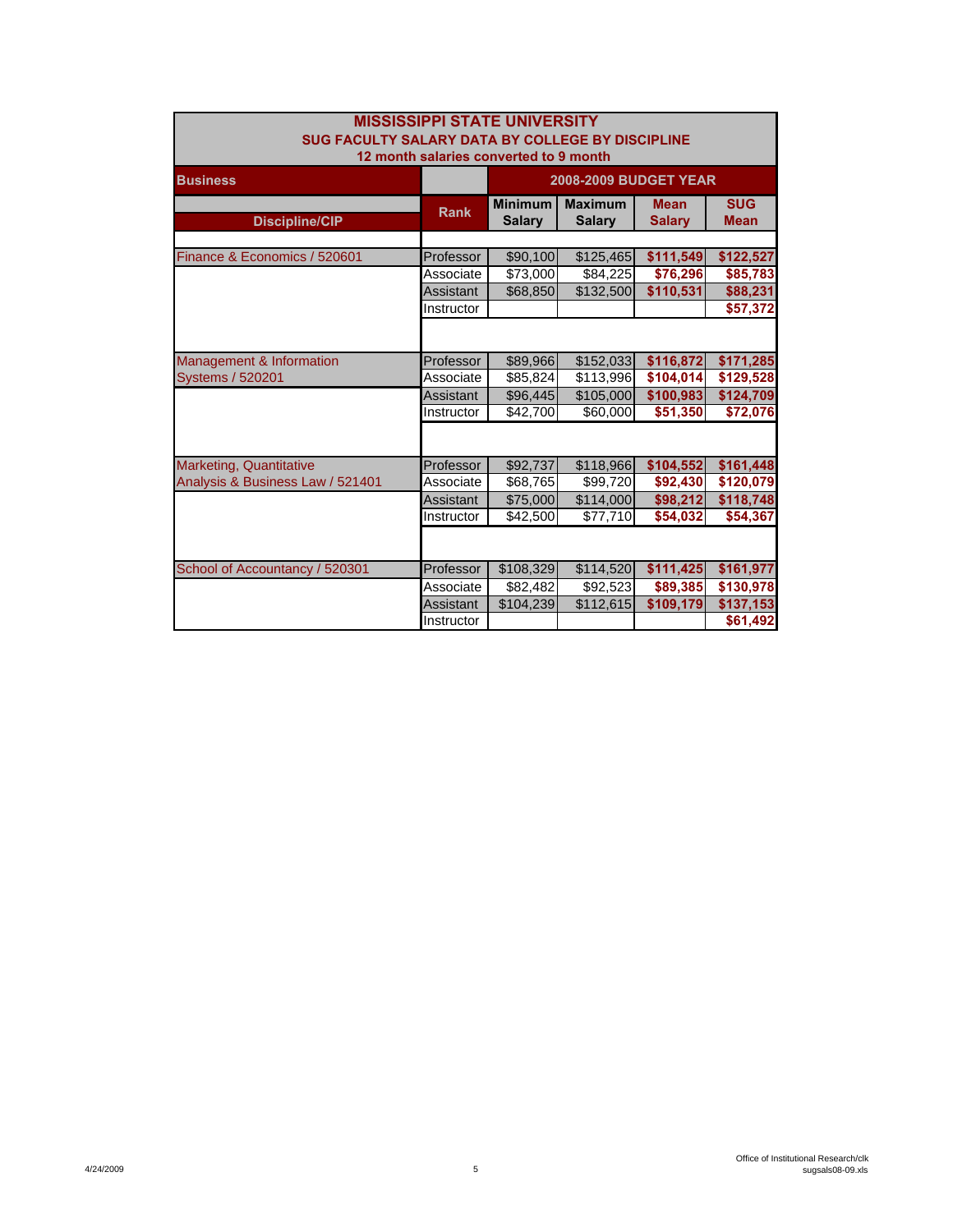# MISSISSIPPI STATE UNIVERSITY

## SUG FACULTY SALARY DATA BY COLLEGE BY DISCIPLINE

### 12 month salaries converted to 9 month

| Business | | 2008-2009 BUDGET YEAR | | | |
|---|---|---|---|---|---|
| Discipline/CIP | Rank | Minimum Salary | Maximum Salary | Mean Salary | SUG Mean |
| Finance & Economics / 520601 | Professor | $90,100 | $125,465 | $111,549 | $122,527 |
| | Associate | $73,000 | $84,225 | $76,296 | $85,783 |
| | Assistant | $68,850 | $132,500 | $110,531 | $88,231 |
| | Instructor | | | | $57,372 |
| Management & Information Systems / 520201 | Professor | $89,966 | $152,033 | $116,872 | $171,285 |
| | Associate | $85,824 | $113,996 | $104,014 | $129,528 |
| | Assistant | $96,445 | $105,000 | $100,983 | $124,709 |
| | Instructor | $42,700 | $60,000 | $51,350 | $72,076 |
| Marketing, Quantitative Analysis & Business Law / 521401 | Professor | $92,737 | $118,966 | $104,552 | $161,448 |
| | Associate | $68,765 | $99,720 | $92,430 | $120,079 |
| | Assistant | $75,000 | $114,000 | $98,212 | $118,748 |
| | Instructor | $42,500 | $77,710 | $54,032 | $54,367 |
| School of Accountancy / 520301 | Professor | $108,329 | $114,520 | $111,425 | $161,977 |
| | Associate | $82,482 | $92,523 | $89,385 | $130,978 |
| | Assistant | $104,239 | $112,615 | $109,179 | $137,153 |
| | Instructor | | | | $61,492 |

4/24/2009

Office of Institutional Research/clk
sugsals08-09.xls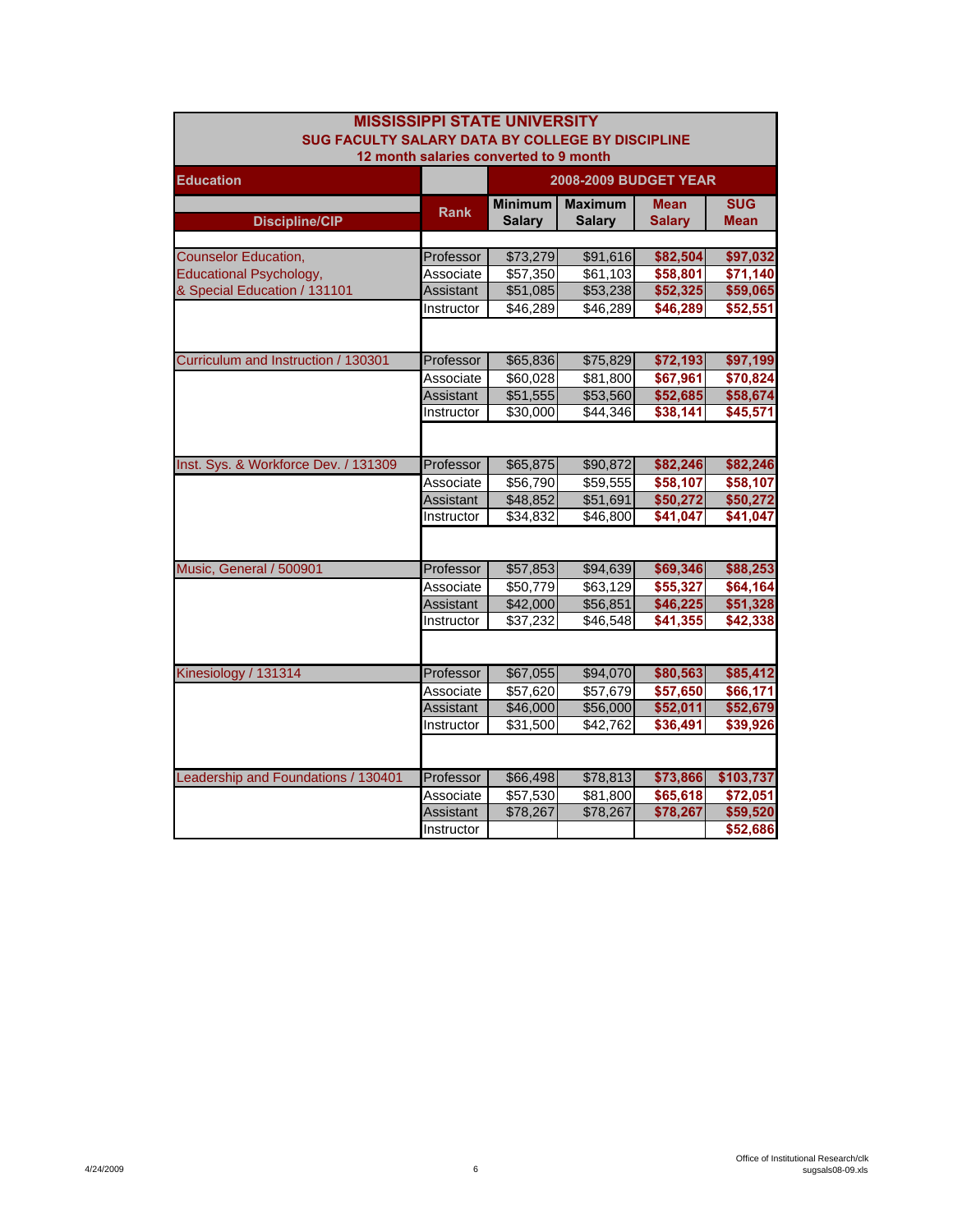# MISSISSIPPI STATE UNIVERSITY

## SUG FACULTY SALARY DATA BY COLLEGE BY DISCIPLINE

### 12 month salaries converted to 9 month

| Education | | 2008-2009 BUDGET YEAR | | | |
|---|---|---|---|---|---|
| **Discipline/CIP** | **Rank** | **Minimum Salary** | **Maximum Salary** | **Mean Salary** | **SUG Mean** |
| Counselor Education, Educational Psychology, & Special Education / 131101 | Professor | $73,279 | $91,616 | **$82,504** | **$97,032** |
| | Associate | $57,350 | $61,103 | **$58,801** | **$71,140** |
| | Assistant | $51,085 | $53,238 | **$52,325** | **$59,065** |
| | Instructor | $46,289 | $46,289 | **$46,289** | **$52,551** |
| Curriculum and Instruction / 130301 | Professor | $65,836 | $75,829 | **$72,193** | **$97,199** |
| | Associate | $60,028 | $81,800 | **$67,961** | **$70,824** |
| | Assistant | $51,555 | $53,560 | **$52,685** | **$58,674** |
| | Instructor | $30,000 | $44,346 | **$38,141** | **$45,571** |
| Inst. Sys. & Workforce Dev. / 131309 | Professor | $65,875 | $90,872 | **$82,246** | **$82,246** |
| | Associate | $56,790 | $59,555 | **$58,107** | **$58,107** |
| | Assistant | $48,852 | $51,691 | **$50,272** | **$50,272** |
| | Instructor | $34,832 | $46,800 | **$41,047** | **$41,047** |
| Music, General / 500901 | Professor | $57,853 | $94,639 | **$69,346** | **$88,253** |
| | Associate | $50,779 | $63,129 | **$55,327** | **$64,164** |
| | Assistant | $42,000 | $56,851 | **$46,225** | **$51,328** |
| | Instructor | $37,232 | $46,548 | **$41,355** | **$42,338** |
| Kinesiology / 131314 | Professor | $67,055 | $94,070 | **$80,563** | **$85,412** |
| | Associate | $57,620 | $57,679 | **$57,650** | **$66,171** |
| | Assistant | $46,000 | $56,000 | **$52,011** | **$52,679** |
| | Instructor | $31,500 | $42,762 | **$36,491** | **$39,926** |
| Leadership and Foundations / 130401 | Professor | $66,498 | $78,813 | **$73,866** | **$103,737** |
| | Associate | $57,530 | $81,800 | **$65,618** | **$72,051** |
| | Assistant | $78,267 | $78,267 | **$78,267** | **$59,520** |
| | Instructor | | | | **$52,686** |

4/24/2009

Office of Institutional Research/clk
sugsals08-09.xls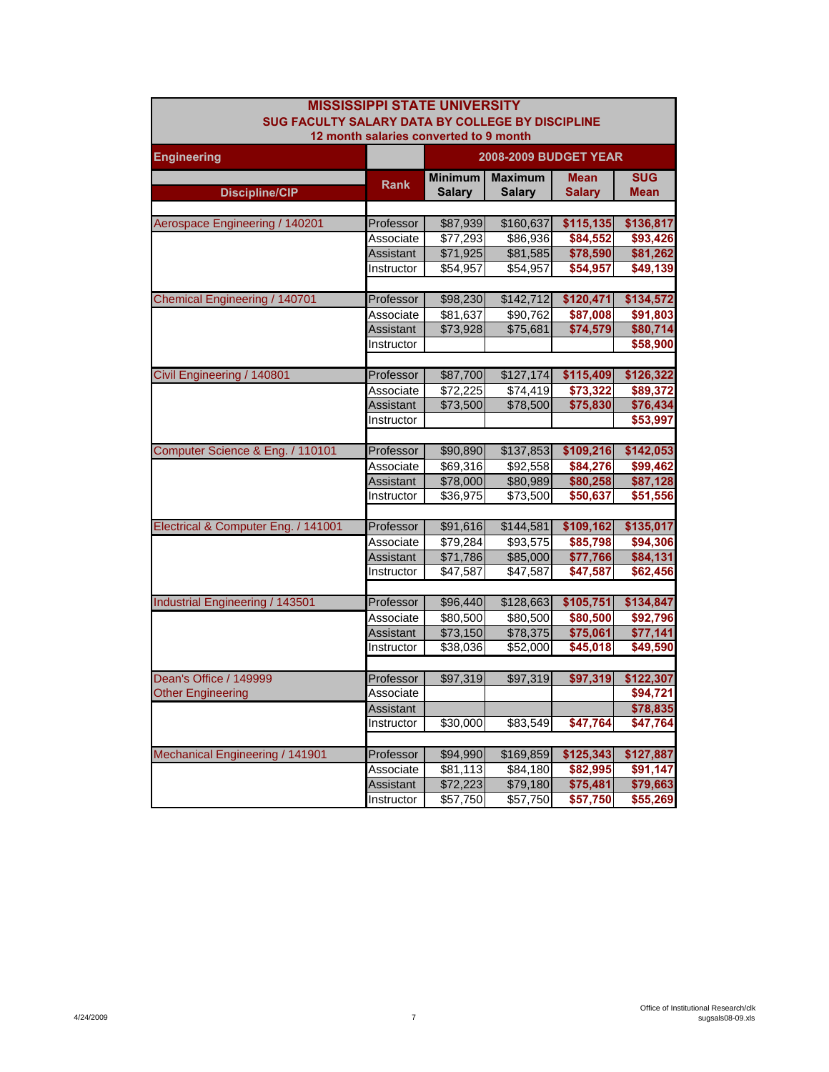# MISSISSIPPI STATE UNIVERSITY

## SUG FACULTY SALARY DATA BY COLLEGE BY DISCIPLINE

### 12 month salaries converted to 9 month

| Engineering | | 2008-2009 BUDGET YEAR | | | |
|---|---|---|---|---|---|
| Discipline/CIP | Rank | Minimum Salary | Maximum Salary | Mean Salary | SUG Mean |
| Aerospace Engineering / 140201 | Professor | $87,939 | $160,637 | $115,135 | $136,817 |
| | Associate | $77,293 | $86,936 | $84,552 | $93,426 |
| | Assistant | $71,925 | $81,585 | $78,590 | $81,262 |
| | Instructor | $54,957 | $54,957 | $54,957 | $49,139 |
| Chemical Engineering / 140701 | Professor | $98,230 | $142,712 | $120,471 | $134,572 |
| | Associate | $81,637 | $90,762 | $87,008 | $91,803 |
| | Assistant | $73,928 | $75,681 | $74,579 | $80,714 |
| | Instructor | | | | $58,900 |
| Civil Engineering / 140801 | Professor | $87,700 | $127,174 | $115,409 | $126,322 |
| | Associate | $72,225 | $74,419 | $73,322 | $89,372 |
| | Assistant | $73,500 | $78,500 | $75,830 | $76,434 |
| | Instructor | | | | $53,997 |
| Computer Science & Eng. / 110101 | Professor | $90,890 | $137,853 | $109,216 | $142,053 |
| | Associate | $69,316 | $92,558 | $84,276 | $99,462 |
| | Assistant | $78,000 | $80,989 | $80,258 | $87,128 |
| | Instructor | $36,975 | $73,500 | $50,637 | $51,556 |
| Electrical & Computer Eng. / 141001 | Professor | $91,616 | $144,581 | $109,162 | $135,017 |
| | Associate | $79,284 | $93,575 | $85,798 | $94,306 |
| | Assistant | $71,786 | $85,000 | $77,766 | $84,131 |
| | Instructor | $47,587 | $47,587 | $47,587 | $62,456 |
| Industrial Engineering / 143501 | Professor | $96,440 | $128,663 | $105,751 | $134,847 |
| | Associate | $80,500 | $80,500 | $80,500 | $92,796 |
| | Assistant | $73,150 | $78,375 | $75,061 | $77,141 |
| | Instructor | $38,036 | $52,000 | $45,018 | $49,590 |
| Dean's Office / 149999 | Professor | $97,319 | $97,319 | $97,319 | $122,307 |
| Other Engineering | Associate | | | | $94,721 |
| | Assistant | | | | $78,835 |
| | Instructor | $30,000 | $83,549 | $47,764 | $47,764 |
| Mechanical Engineering / 141901 | Professor | $94,990 | $169,859 | $125,343 | $127,887 |
| | Associate | $81,113 | $84,180 | $82,995 | $91,147 |
| | Assistant | $72,223 | $79,180 | $75,481 | $79,663 |
| | Instructor | $57,750 | $57,750 | $57,750 | $55,269 |

4/24/2009

Office of Institutional Research/clk
sugsals08-09.xls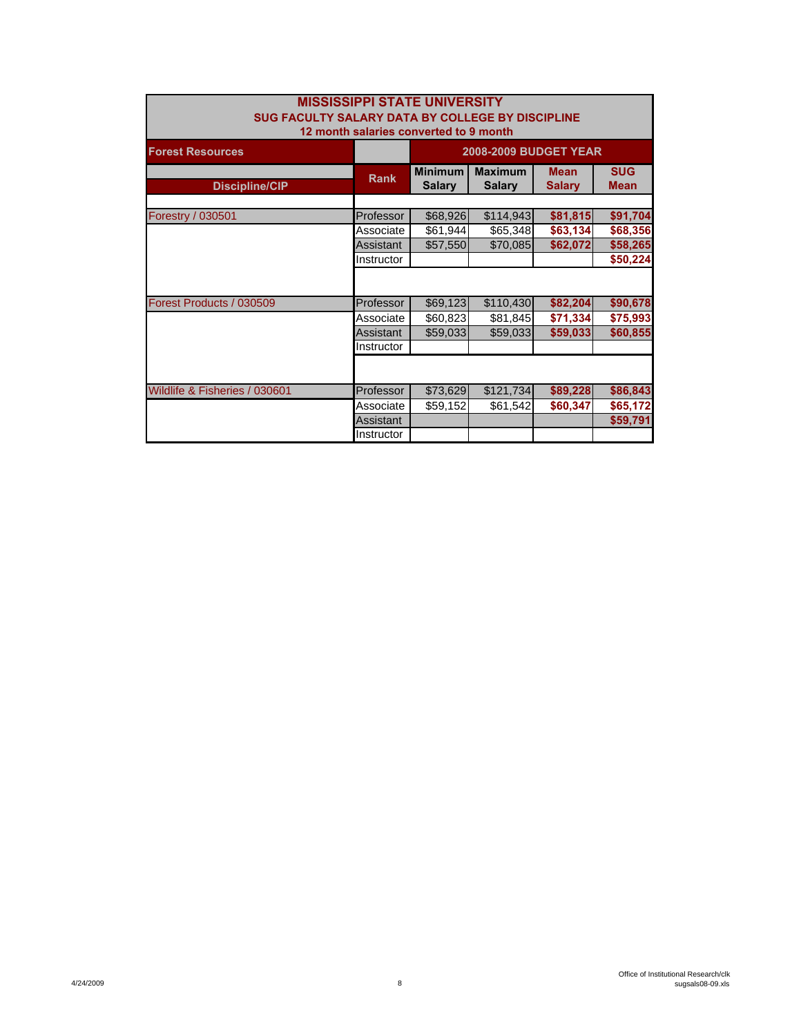# MISSISSIPPI STATE UNIVERSITY

## SUG FACULTY SALARY DATA BY COLLEGE BY DISCIPLINE

### 12 month salaries converted to 9 month

| Forest Resources | | 2008-2009 BUDGET YEAR | | | |
|---|---|---|---|---|---|
| Discipline/CIP | Rank | Minimum Salary | Maximum Salary | Mean Salary | SUG Mean |
| Forestry / 030501 | Professor | $68,926 | $114,943 | $81,815 | $91,704 |
| | Associate | $61,944 | $65,348 | $63,134 | $68,356 |
| | Assistant | $57,550 | $70,085 | $62,072 | $58,265 |
| | Instructor | | | | $50,224 |
| Forest Products / 030509 | Professor | $69,123 | $110,430 | $82,204 | $90,678 |
| | Associate | $60,823 | $81,845 | $71,334 | $75,993 |
| | Assistant | $59,033 | $59,033 | $59,033 | $60,855 |
| | Instructor | | | | |
| Wildlife & Fisheries / 030601 | Professor | $73,629 | $121,734 | $89,228 | $86,843 |
| | Associate | $59,152 | $61,542 | $60,347 | $65,172 |
| | Assistant | | | | $59,791 |
| | Instructor | | | | |

4/24/2009

Office of Institutional Research/clk
sugsals08-09.xls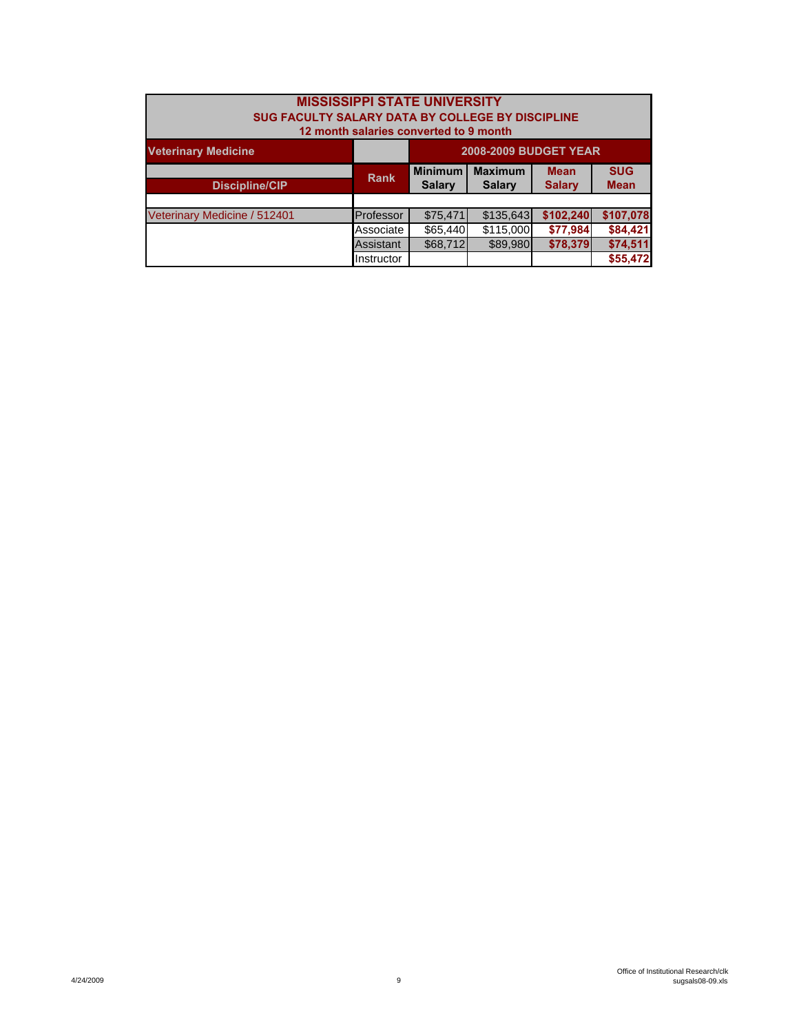# MISSISSIPPI STATE UNIVERSITY

## SUG FACULTY SALARY DATA BY COLLEGE BY DISCIPLINE

### 12 month salaries converted to 9 month

| Veterinary Medicine | | 2008-2009 BUDGET YEAR | | | |
|---|---|---|---|---|---|
| Discipline/CIP | Rank | Minimum Salary | Maximum Salary | Mean Salary | SUG Mean |
| Veterinary Medicine / 512401 | Professor | $75,471 | $135,643 | $102,240 | $107,078 |
| | Associate | $65,440 | $115,000 | $77,984 | $84,421 |
| | Assistant | $68,712 | $89,980 | $78,379 | $74,511 |
| | Instructor | | | | $55,472 |

4/24/2009

Office of Institutional Research/clk
sugsals08-09.xls